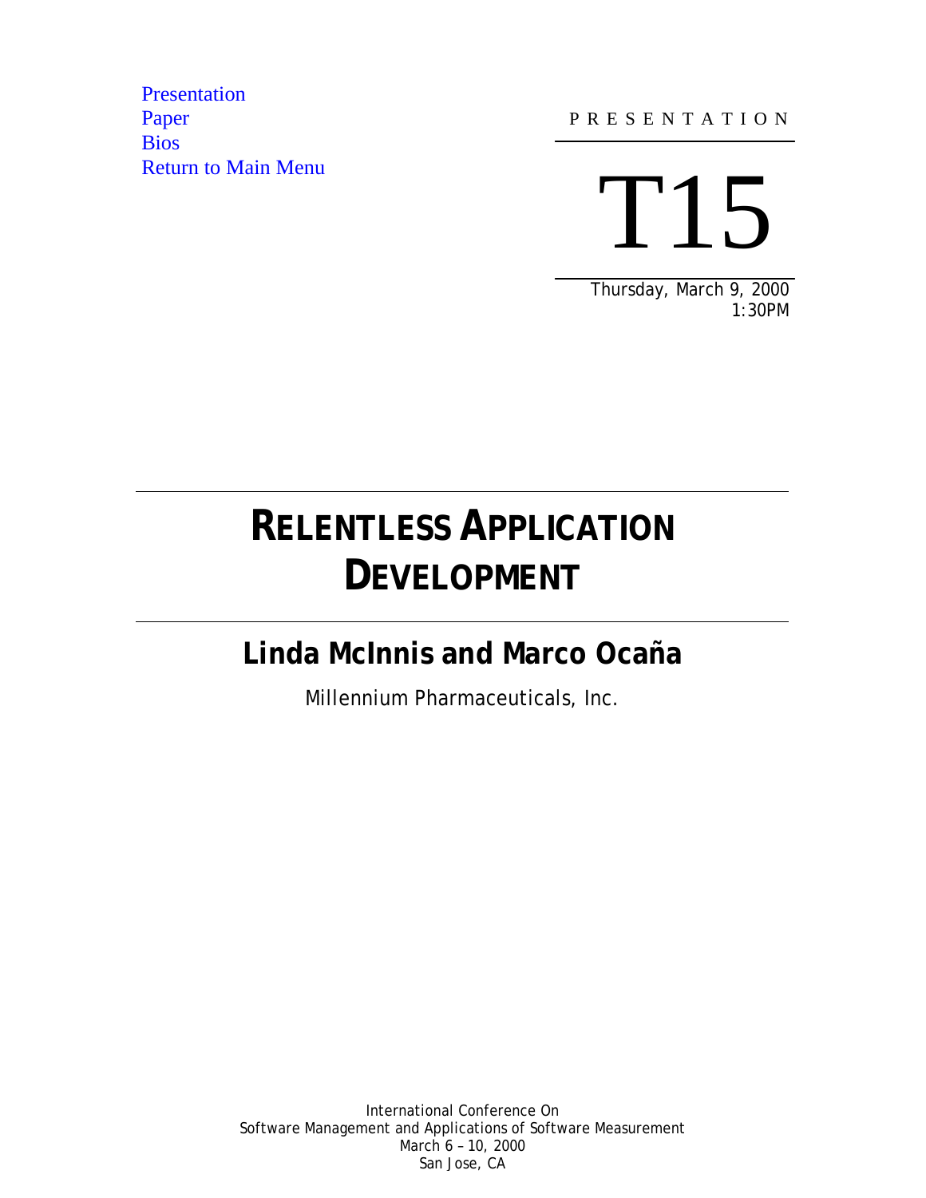Presentation
Paper
Bios
Return to Main Menu

PRESENTATION

T15

Thursday, March 9, 2000
1:30PM

# RELENTLESS APPLICATION DEVELOPMENT

## Linda McInnis and Marco Ocaña

Millennium Pharmaceuticals, Inc.

International Conference On
Software Management and Applications of Software Measurement
March 6 – 10, 2000
San Jose, CA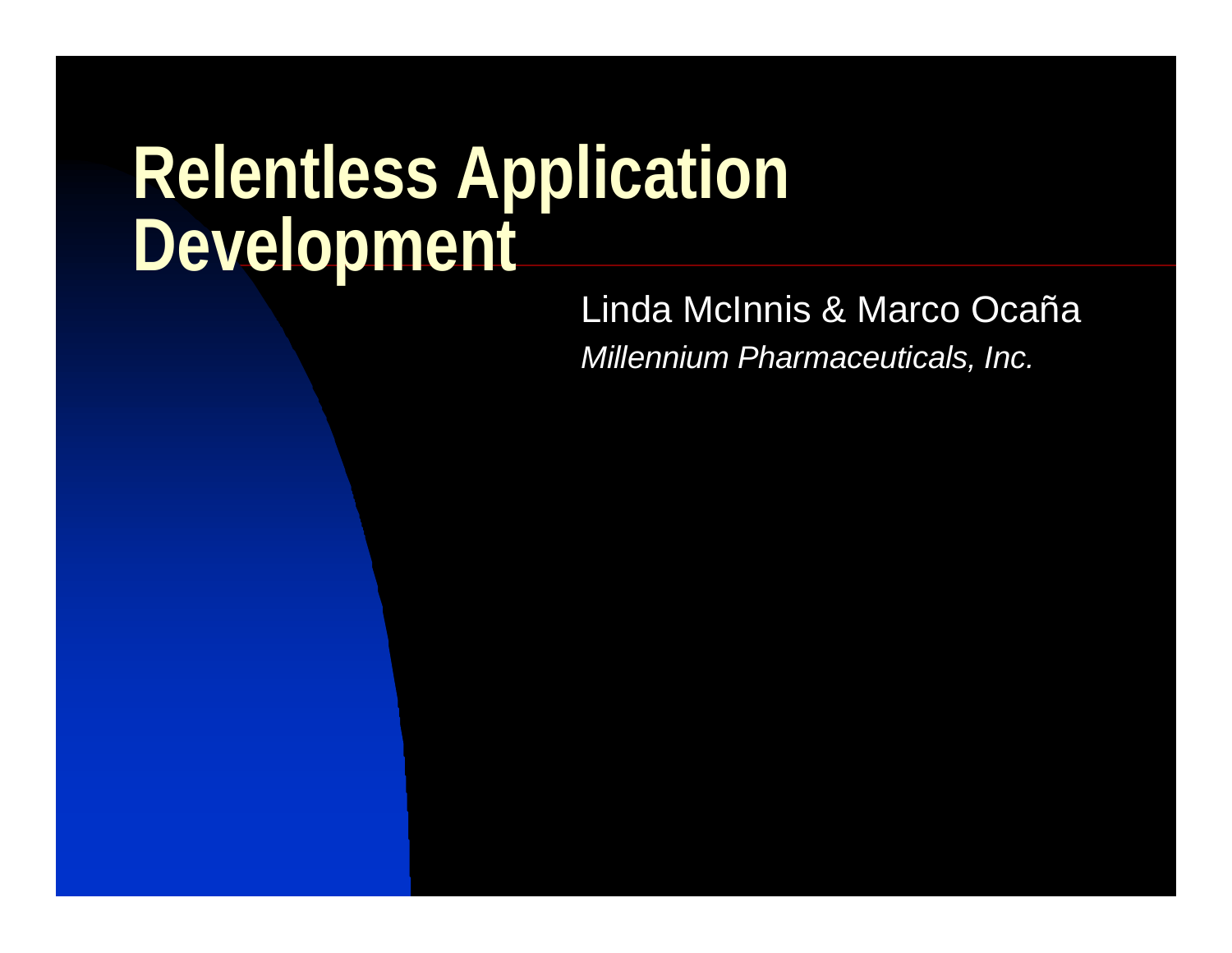# Relentless Application Development

Linda McInnis & Marco Ocaña

*Millennium Pharmaceuticals, Inc.*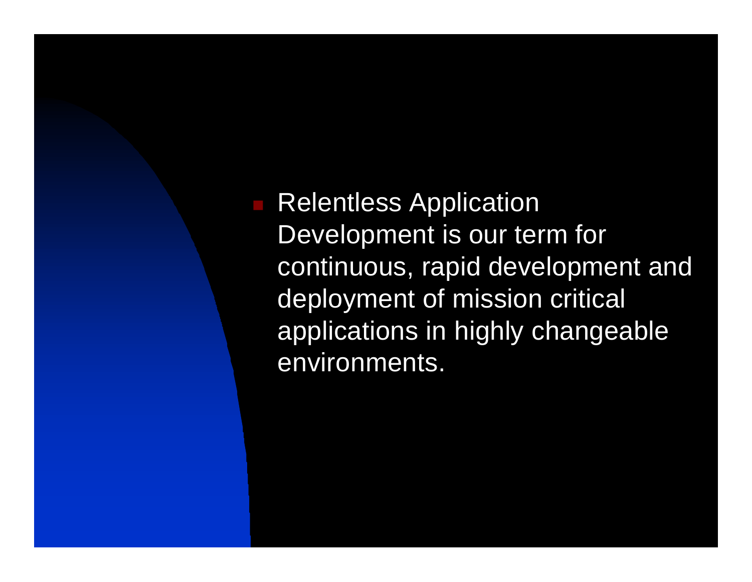- Relentless Application Development is our term for continuous, rapid development and deployment of mission critical applications in highly changeable environments.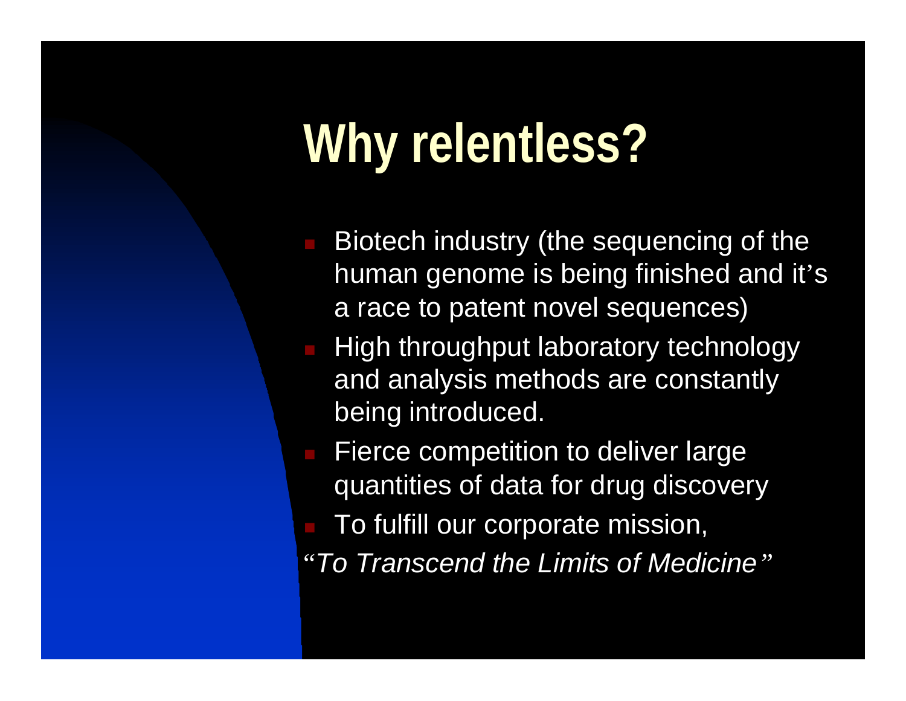# Why relentless?

- Biotech industry (the sequencing of the human genome is being finished and it's a race to patent novel sequences)
- High throughput laboratory technology and analysis methods are constantly being introduced.
- Fierce competition to deliver large quantities of data for drug discovery
- To fulfill our corporate mission,

*"To Transcend the Limits of Medicine"*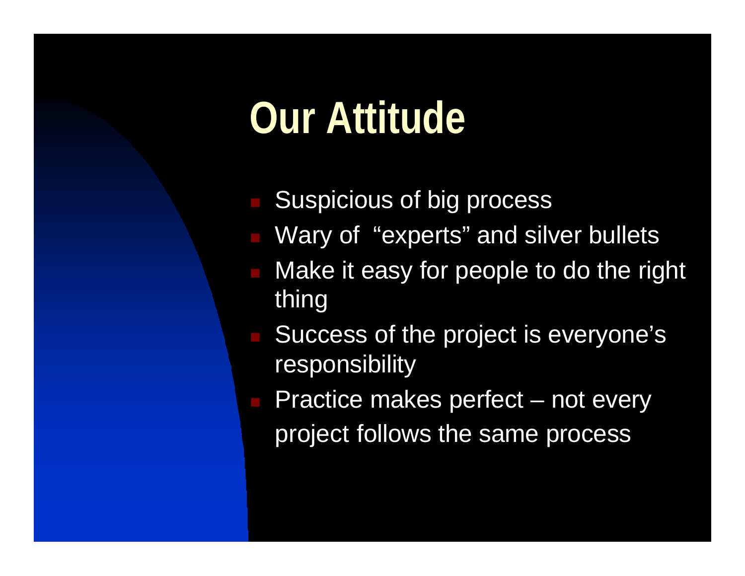# Our Attitude

- Suspicious of big process
- Wary of "experts" and silver bullets
- Make it easy for people to do the right thing
- Success of the project is everyone's responsibility
- Practice makes perfect – not every project follows the same process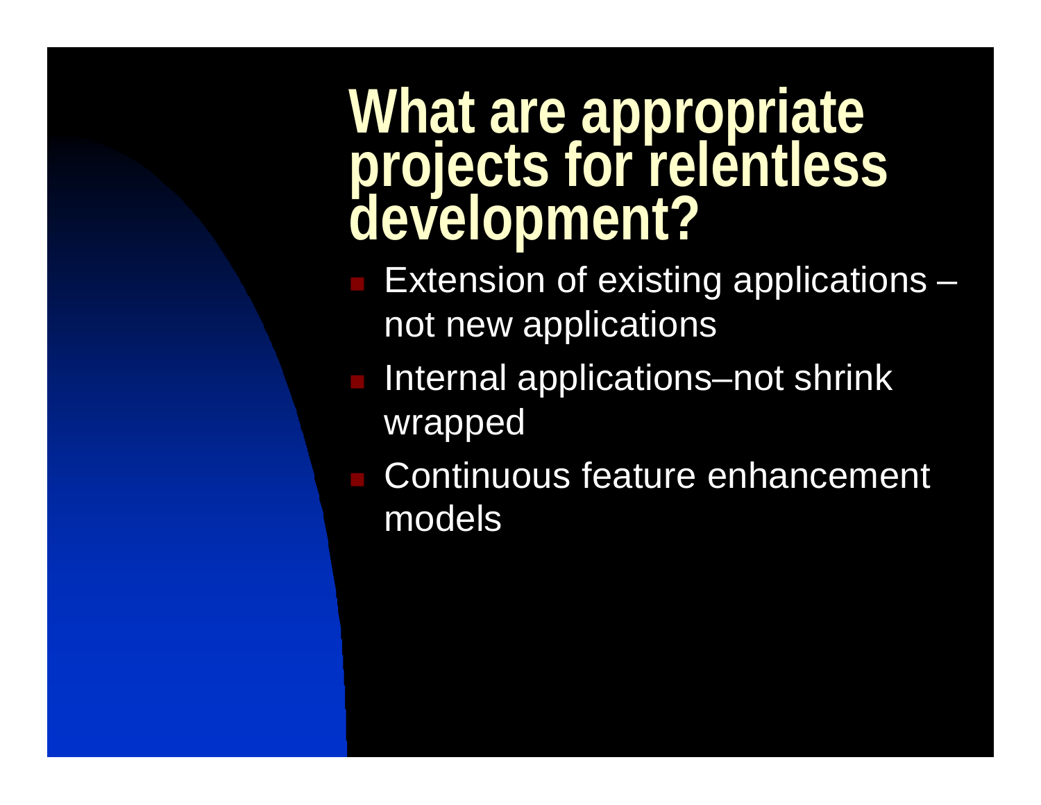# What are appropriate projects for relentless development?

- Extension of existing applications – not new applications
- Internal applications–not shrink wrapped
- Continuous feature enhancement models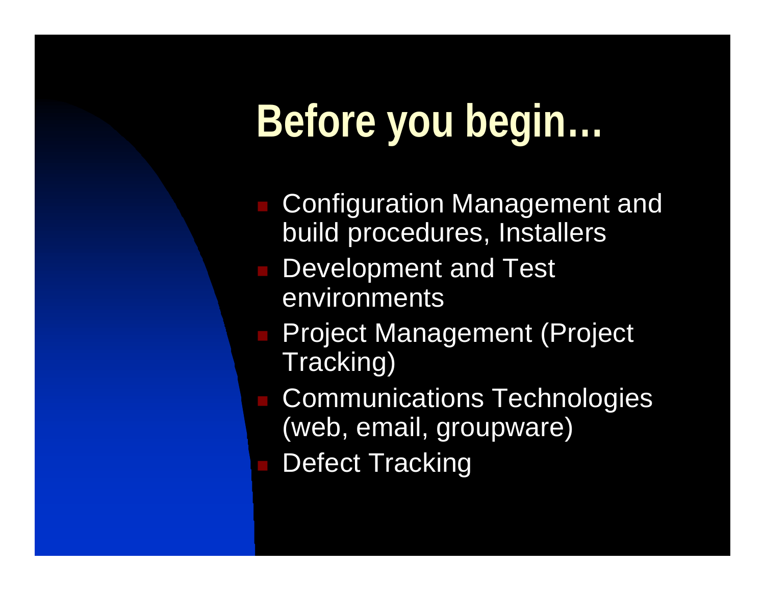# Before you begin…

- Configuration Management and build procedures, Installers
- Development and Test environments
- Project Management (Project Tracking)
- Communications Technologies (web, email, groupware)
- Defect Tracking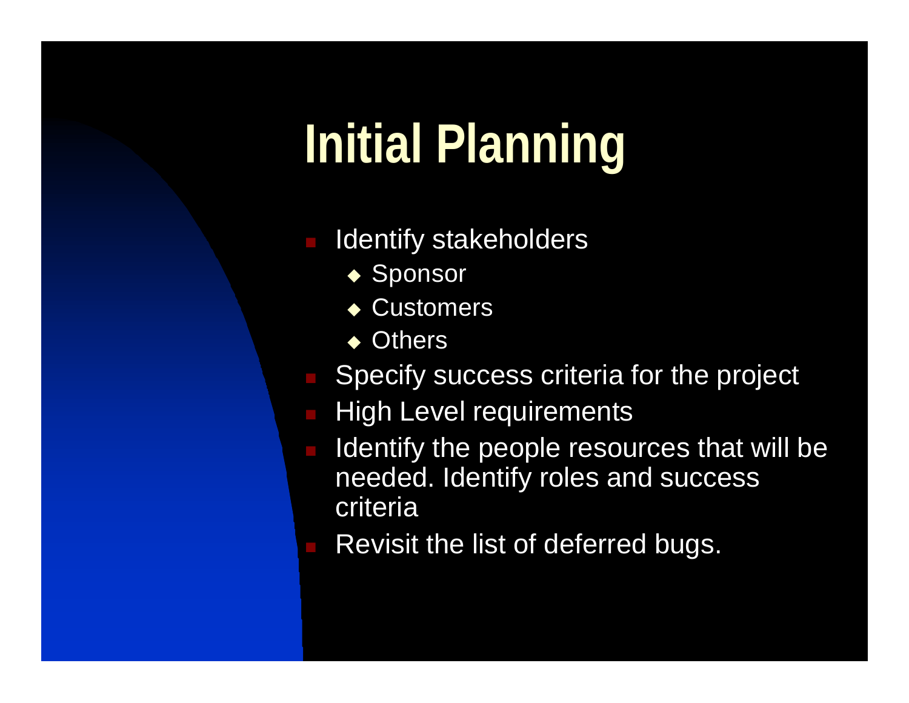# Initial Planning

- Identify stakeholders
  - Sponsor
  - Customers
  - Others
- Specify success criteria for the project
- High Level requirements
- Identify the people resources that will be needed. Identify roles and success criteria
- Revisit the list of deferred bugs.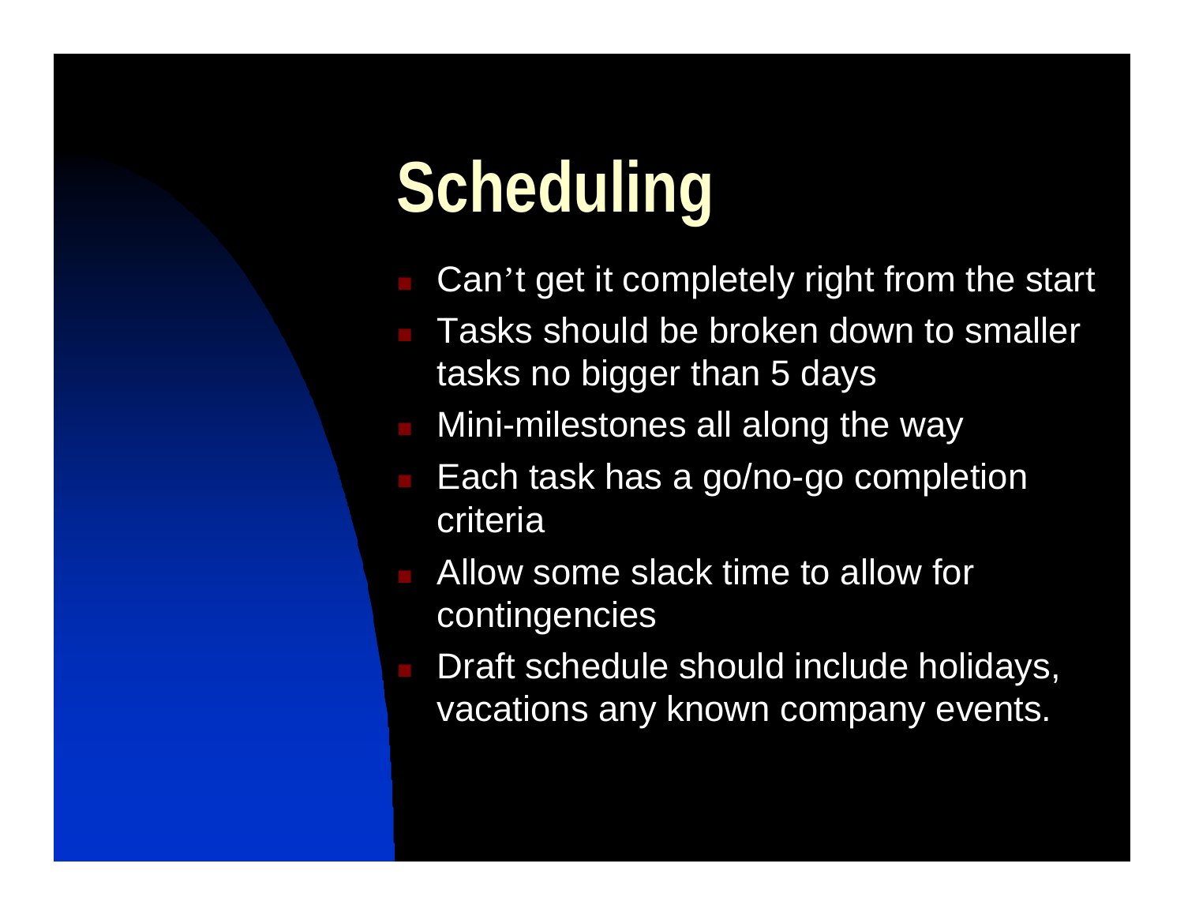# Scheduling

- Can't get it completely right from the start
- Tasks should be broken down to smaller tasks no bigger than 5 days
- Mini-milestones all along the way
- Each task has a go/no-go completion criteria
- Allow some slack time to allow for contingencies
- Draft schedule should include holidays, vacations any known company events.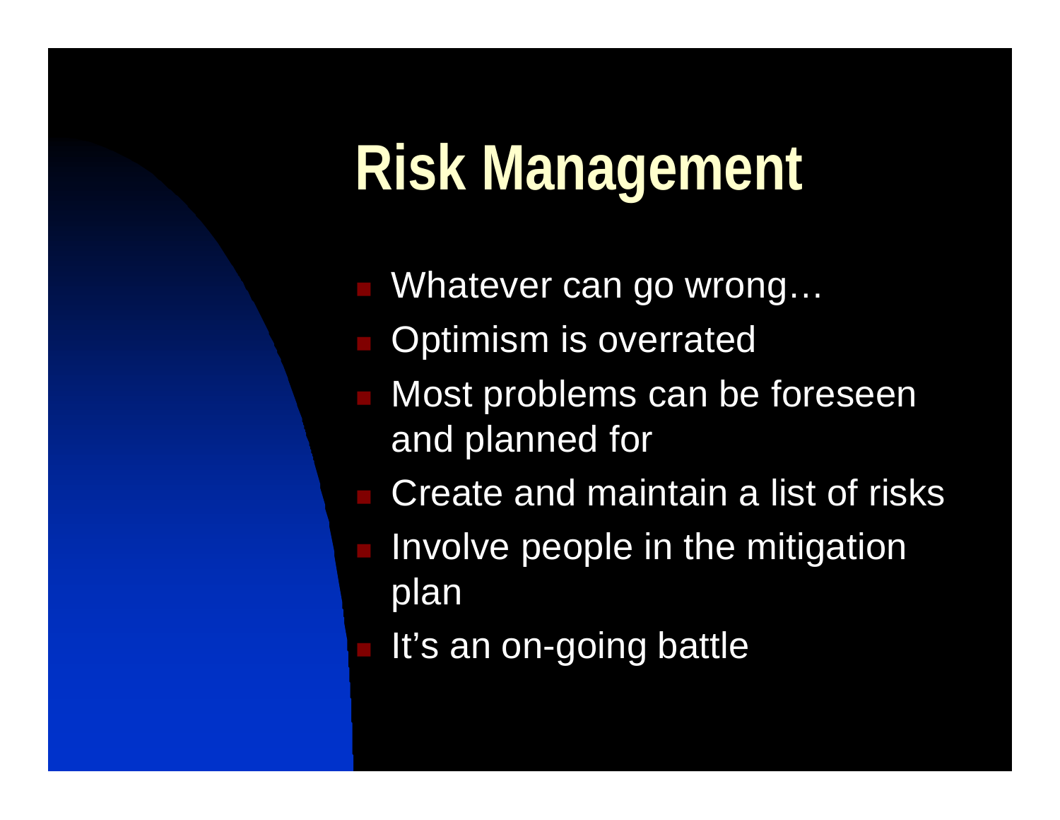# Risk Management

- Whatever can go wrong…
- Optimism is overrated
- Most problems can be foreseen and planned for
- Create and maintain a list of risks
- Involve people in the mitigation plan
- It's an on-going battle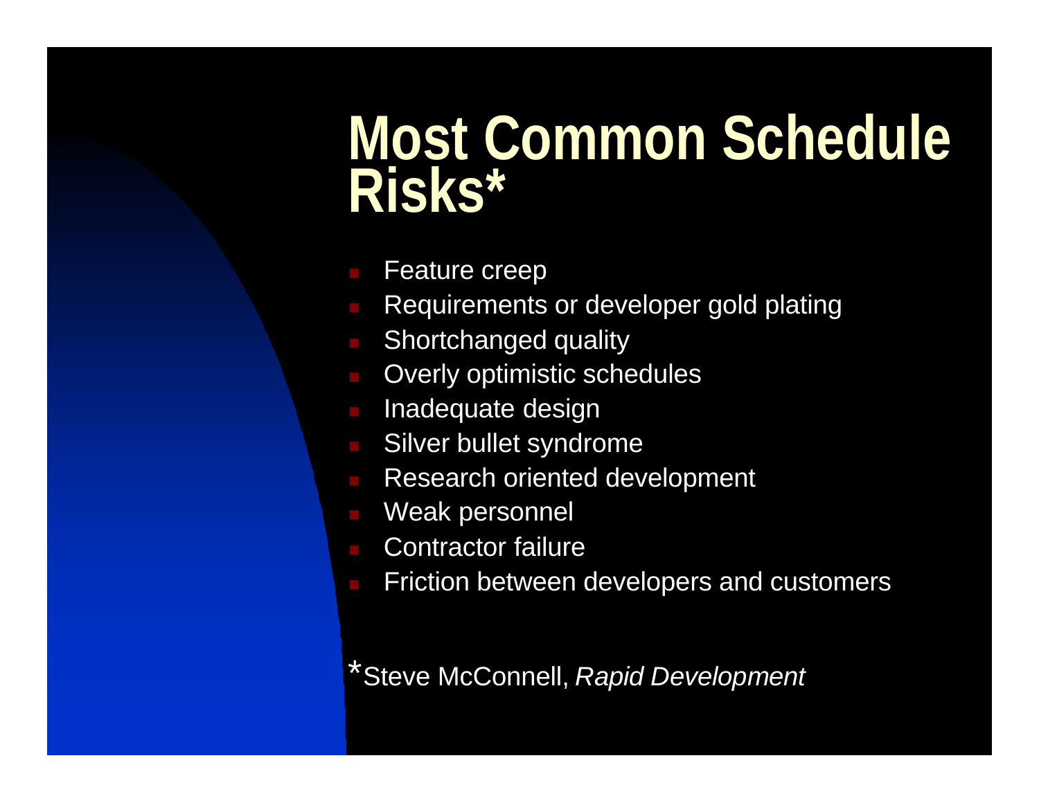# Most Common Schedule Risks*

- Feature creep
- Requirements or developer gold plating
- Shortchanged quality
- Overly optimistic schedules
- Inadequate design
- Silver bullet syndrome
- Research oriented development
- Weak personnel
- Contractor failure
- Friction between developers and customers

*Steve McConnell, *Rapid Development*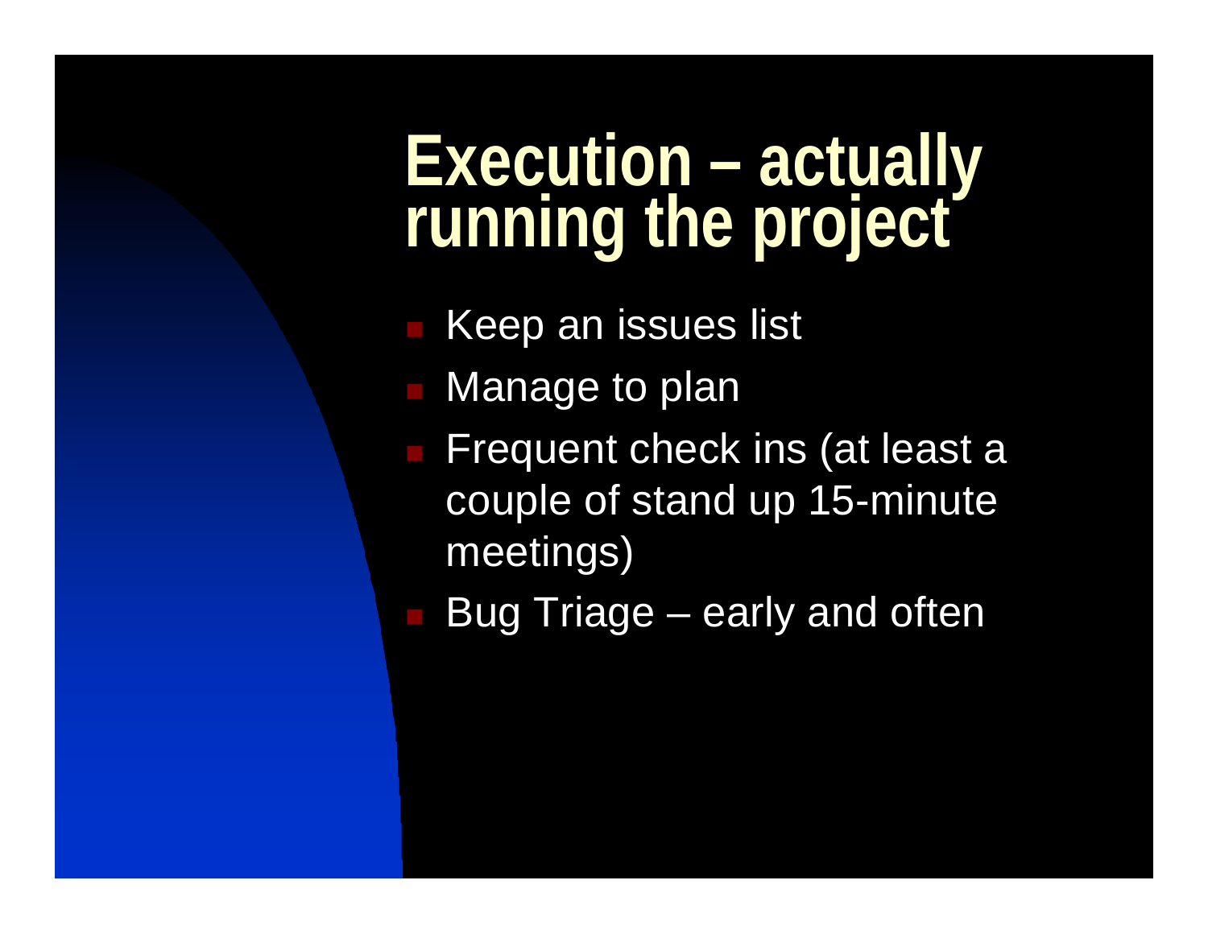# Execution – actually running the project

- Keep an issues list
- Manage to plan
- Frequent check ins (at least a couple of stand up 15-minute meetings)
- Bug Triage – early and often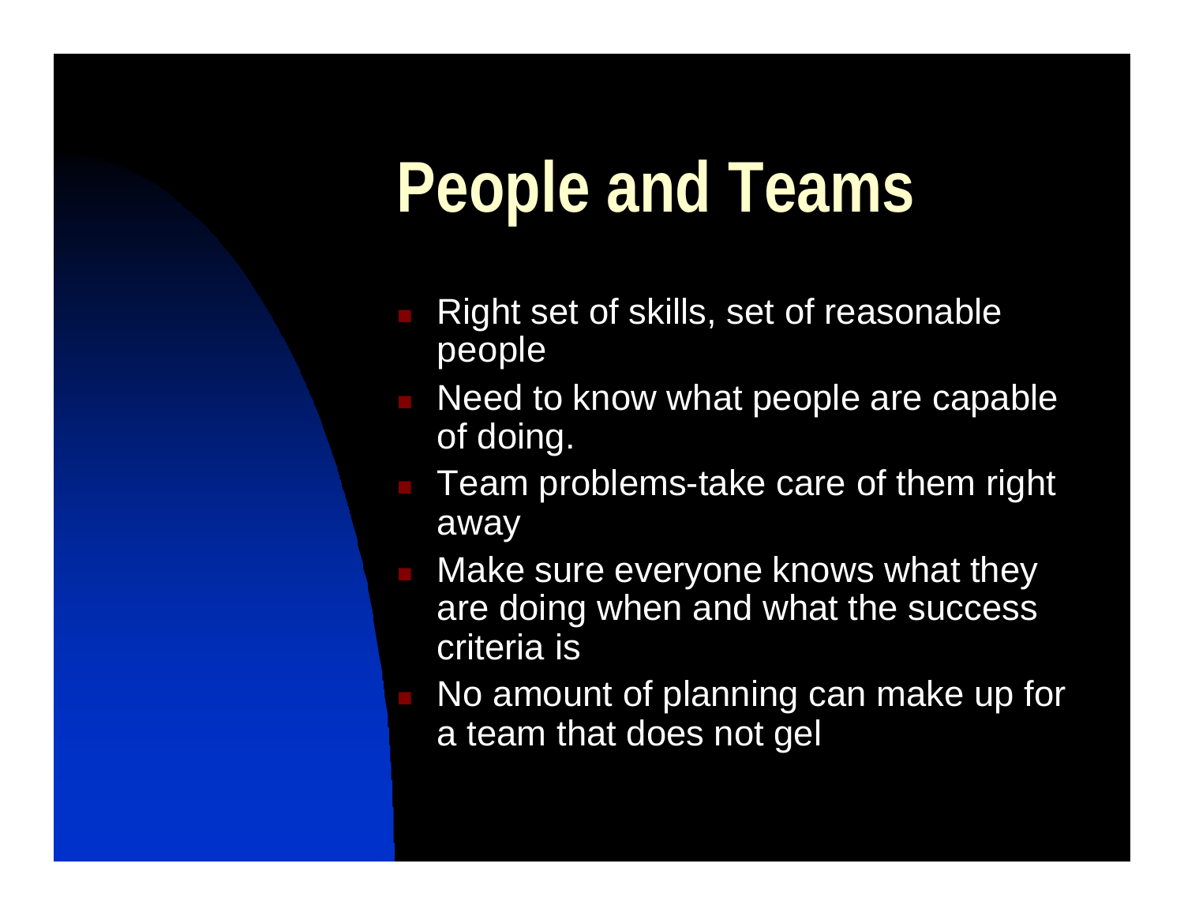# People and Teams

- Right set of skills, set of reasonable people
- Need to know what people are capable of doing.
- Team problems-take care of them right away
- Make sure everyone knows what they are doing when and what the success criteria is
- No amount of planning can make up for a team that does not gel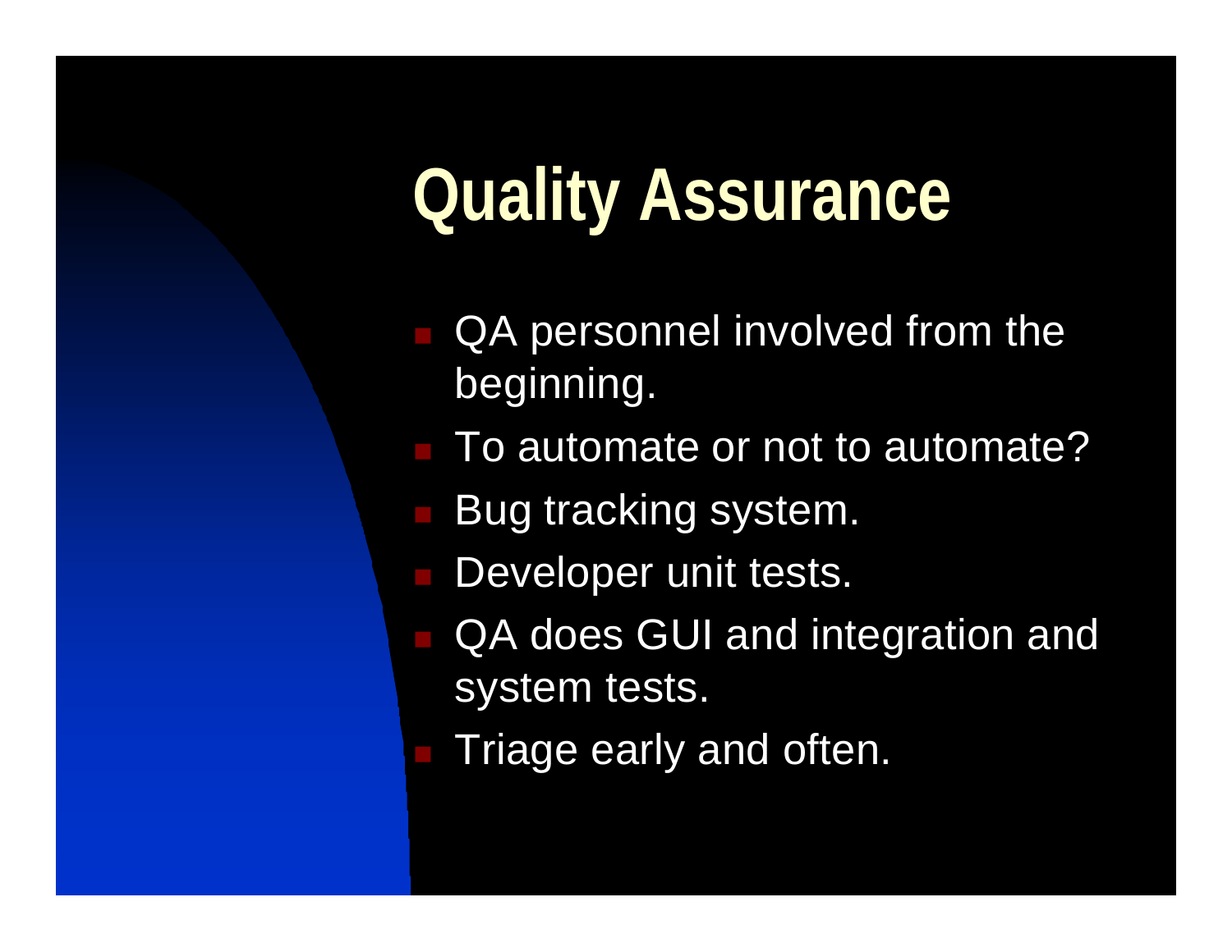# Quality Assurance

- QA personnel involved from the beginning.
- To automate or not to automate?
- Bug tracking system.
- Developer unit tests.
- QA does GUI and integration and system tests.
- Triage early and often.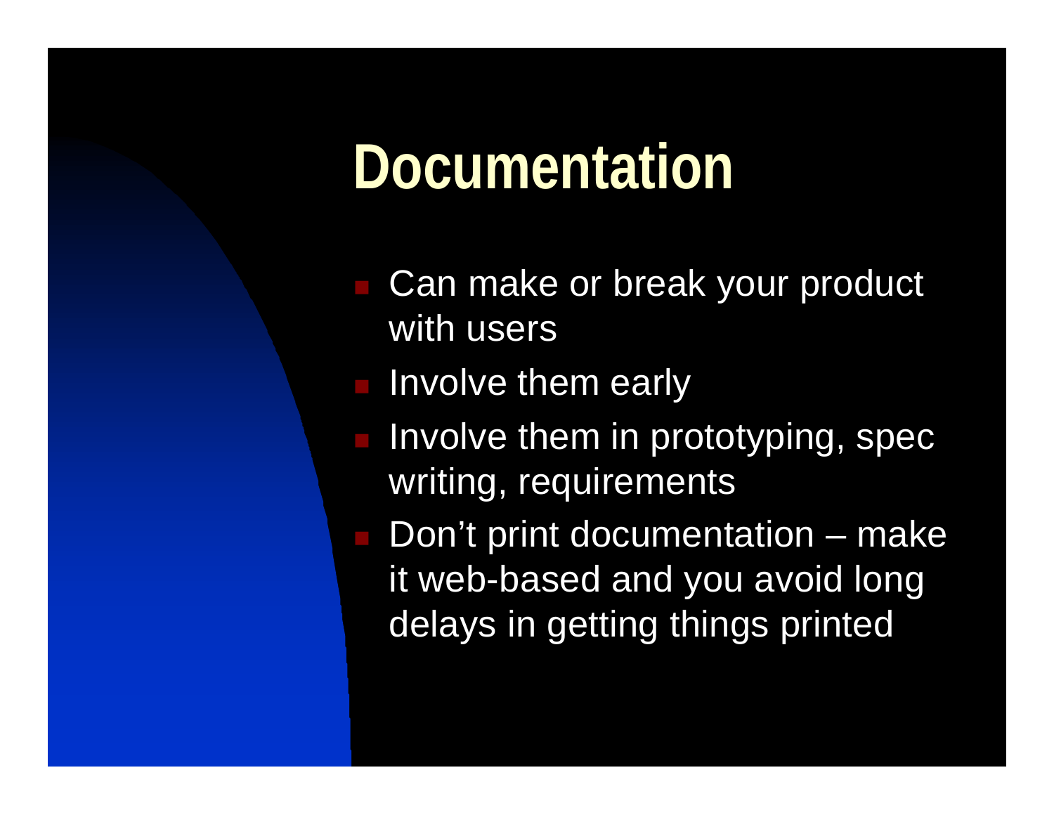# Documentation

- Can make or break your product with users
- Involve them early
- Involve them in prototyping, spec writing, requirements
- Don’t print documentation – make it web-based and you avoid long delays in getting things printed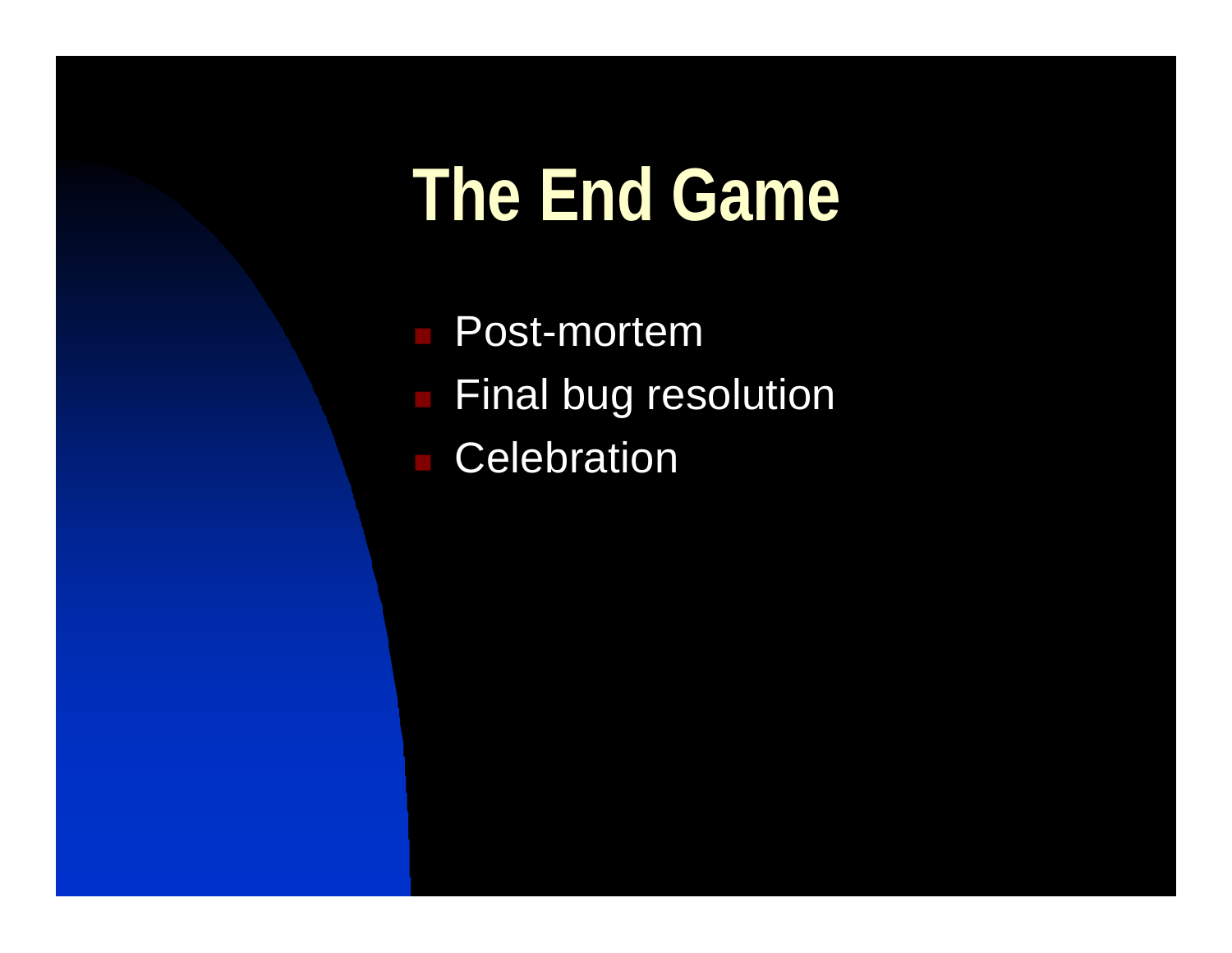# The End Game

- Post-mortem
- Final bug resolution
- Celebration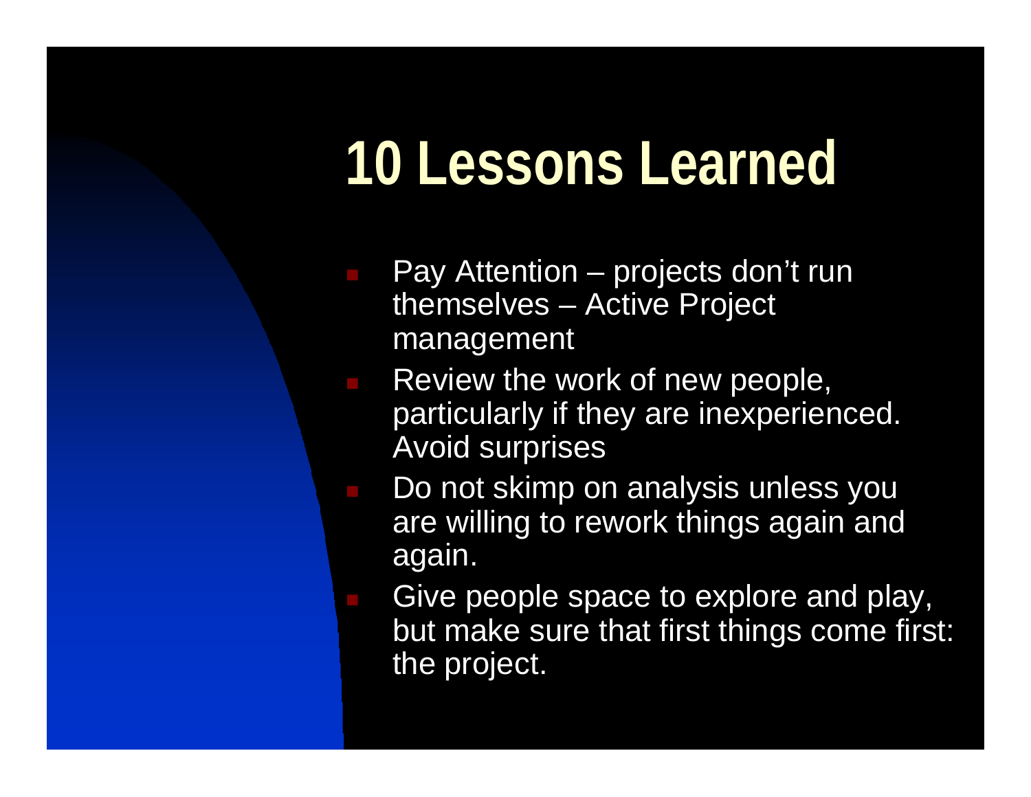# 10 Lessons Learned

- Pay Attention – projects don't run themselves – Active Project management
- Review the work of new people, particularly if they are inexperienced. Avoid surprises
- Do not skimp on analysis unless you are willing to rework things again and again.
- Give people space to explore and play, but make sure that first things come first: the project.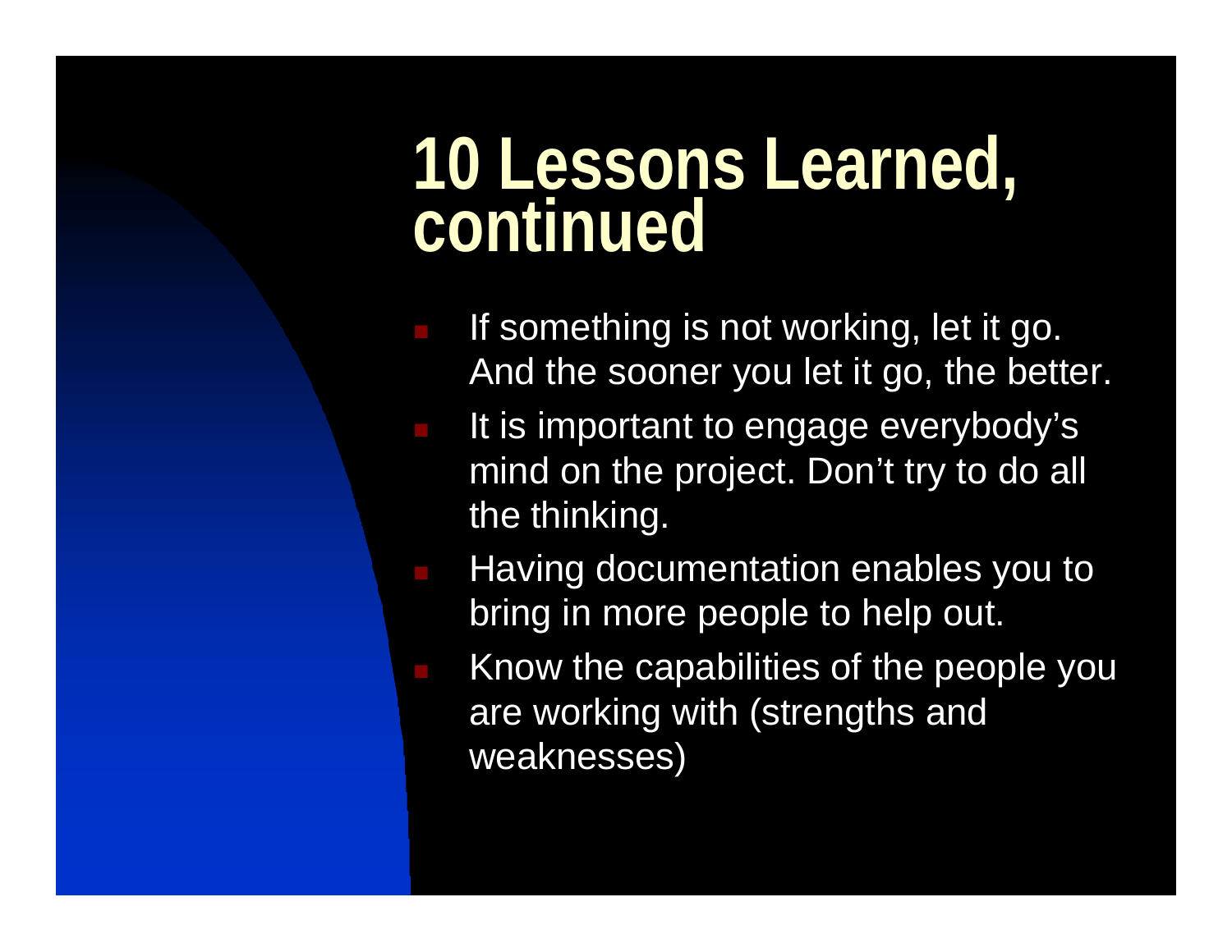# 10 Lessons Learned, continued

- If something is not working, let it go. And the sooner you let it go, the better.
- It is important to engage everybody's mind on the project. Don't try to do all the thinking.
- Having documentation enables you to bring in more people to help out.
- Know the capabilities of the people you are working with (strengths and weaknesses)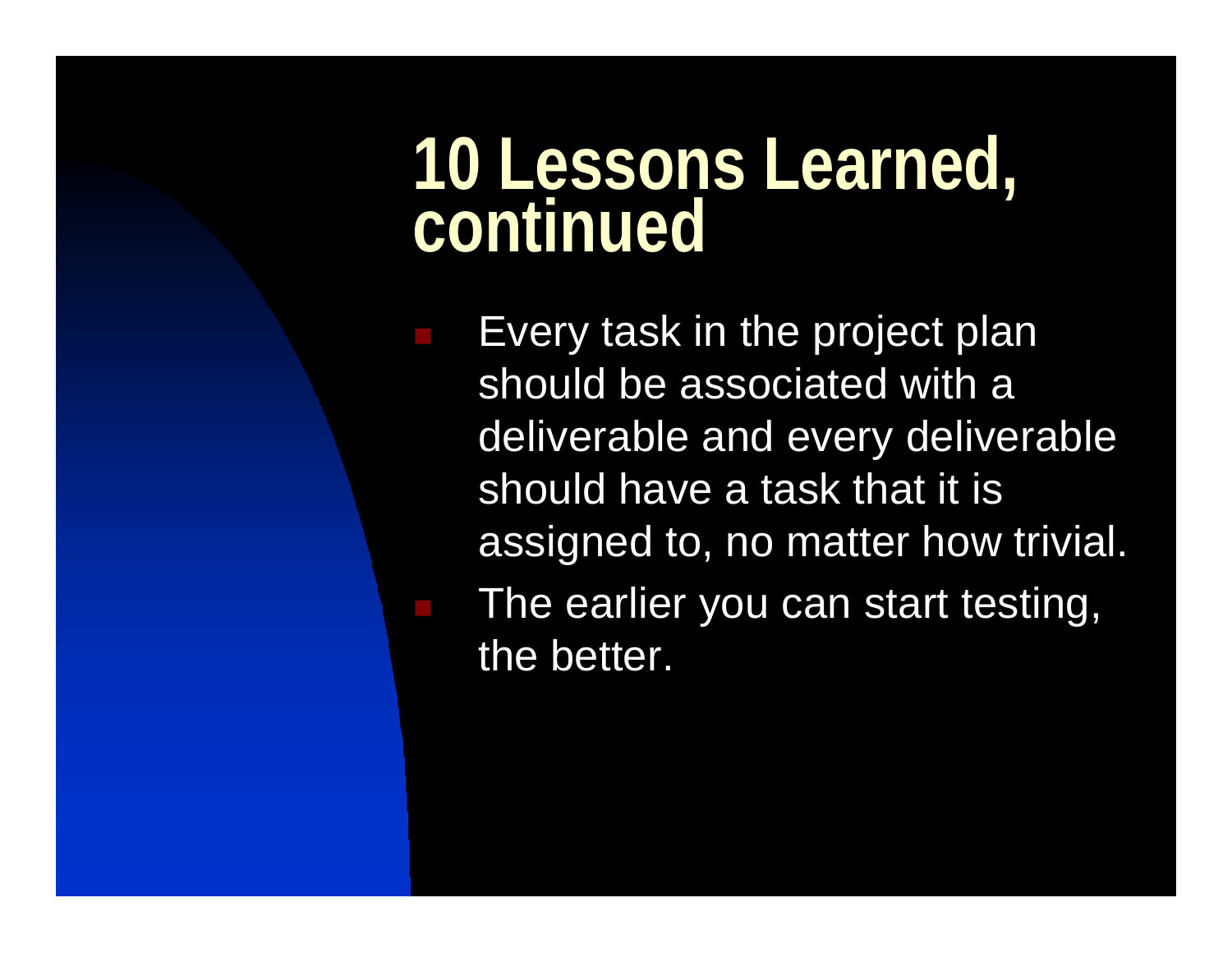# 10 Lessons Learned, continued

- Every task in the project plan should be associated with a deliverable and every deliverable should have a task that it is assigned to, no matter how trivial.
- The earlier you can start testing, the better.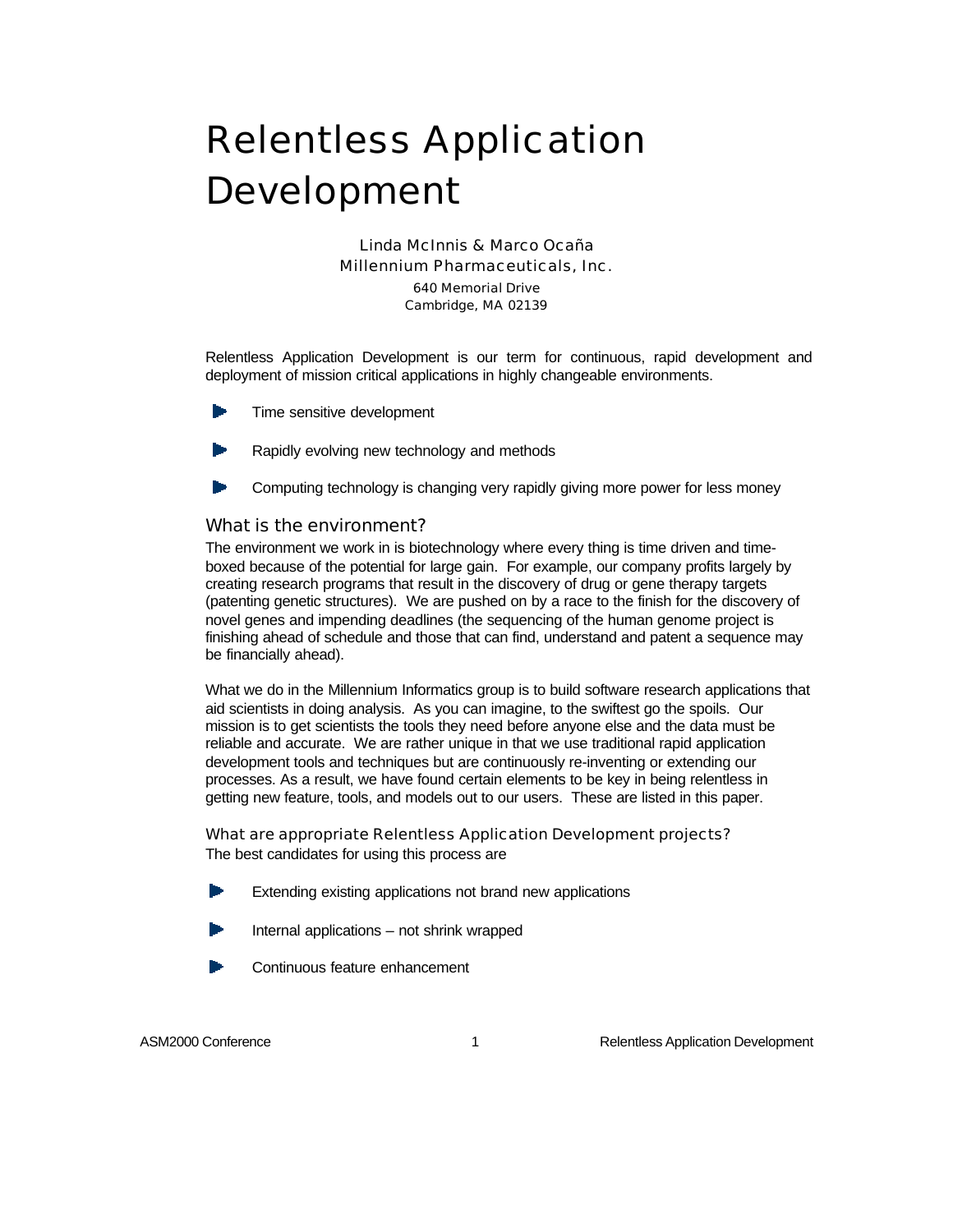# Relentless Application Development

Linda McInnis & Marco Ocaña
Millennium Pharmaceuticals, Inc.
640 Memorial Drive
Cambridge, MA 02139

Relentless Application Development is our term for continuous, rapid development and deployment of mission critical applications in highly changeable environments.

- Time sensitive development
- Rapidly evolving new technology and methods
- Computing technology is changing very rapidly giving more power for less money

## What is the environment?

The environment we work in is biotechnology where every thing is time driven and time-boxed because of the potential for large gain. For example, our company profits largely by creating research programs that result in the discovery of drug or gene therapy targets (patenting genetic structures). We are pushed on by a race to the finish for the discovery of novel genes and impending deadlines (the sequencing of the human genome project is finishing ahead of schedule and those that can find, understand and patent a sequence may be financially ahead).

What we do in the Millennium Informatics group is to build software research applications that aid scientists in doing analysis. As you can imagine, to the swiftest go the spoils. Our mission is to get scientists the tools they need before anyone else and the data must be reliable and accurate. We are rather unique in that we use traditional rapid application development tools and techniques but are continuously re-inventing or extending our processes. As a result, we have found certain elements to be key in being relentless in getting new feature, tools, and models out to our users. These are listed in this paper.

### What are appropriate Relentless Application Development projects?

The best candidates for using this process are

- Extending existing applications not brand new applications
- Internal applications – not shrink wrapped
- Continuous feature enhancement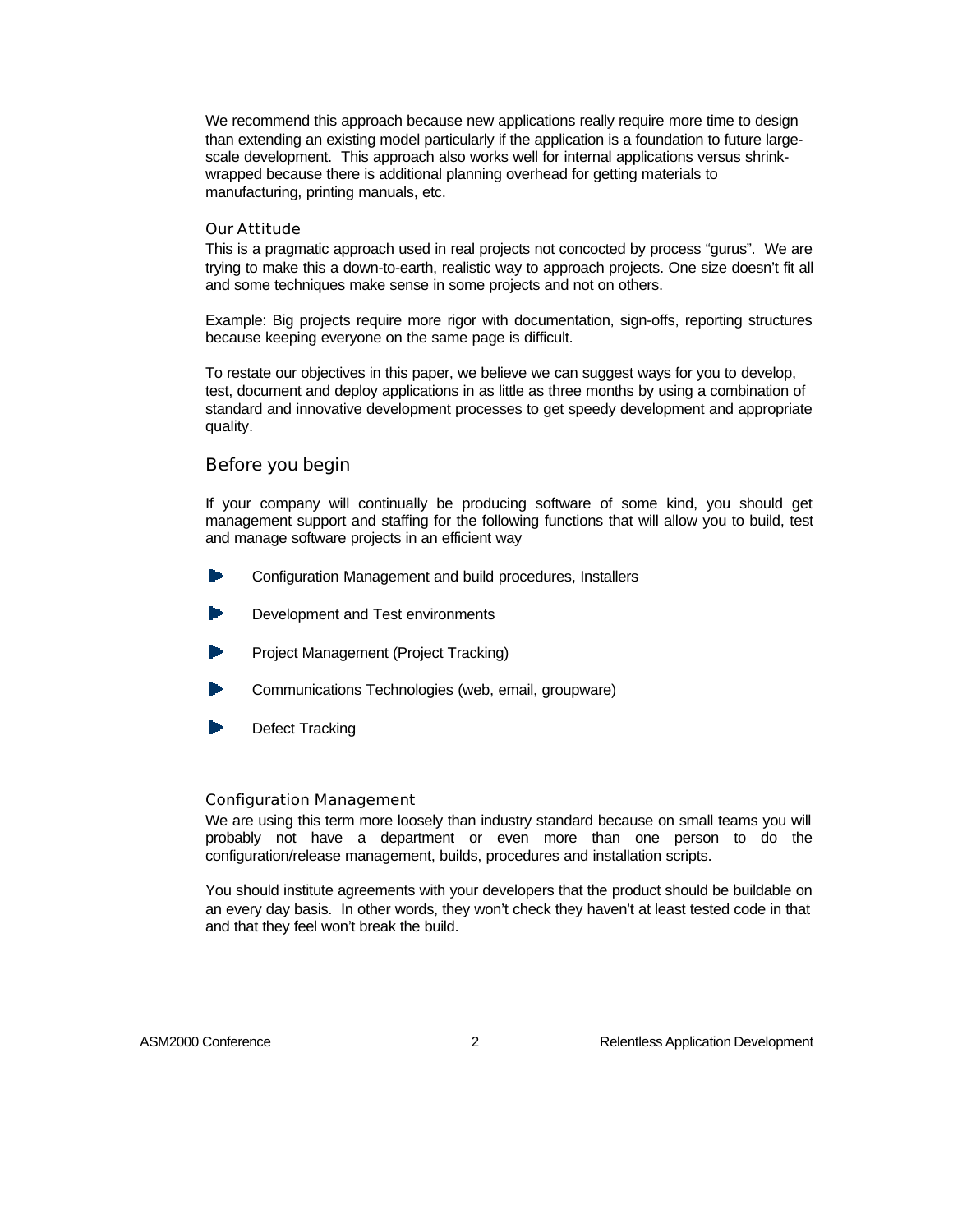We recommend this approach because new applications really require more time to design than extending an existing model particularly if the application is a foundation to future large-scale development. This approach also works well for internal applications versus shrink-wrapped because there is additional planning overhead for getting materials to manufacturing, printing manuals, etc.

### Our Attitude

This is a pragmatic approach used in real projects not concocted by process "gurus". We are trying to make this a down-to-earth, realistic way to approach projects. One size doesn't fit all and some techniques make sense in some projects and not on others.

Example: Big projects require more rigor with documentation, sign-offs, reporting structures because keeping everyone on the same page is difficult.

To restate our objectives in this paper, we believe we can suggest ways for you to develop, test, document and deploy applications in as little as three months by using a combination of standard and innovative development processes to get speedy development and appropriate quality.

## Before you begin

If your company will continually be producing software of some kind, you should get management support and staffing for the following functions that will allow you to build, test and manage software projects in an efficient way

- Configuration Management and build procedures, Installers
- Development and Test environments
- Project Management (Project Tracking)
- Communications Technologies (web, email, groupware)
- Defect Tracking

### Configuration Management

We are using this term more loosely than industry standard because on small teams you will probably not have a department or even more than one person to do the configuration/release management, builds, procedures and installation scripts.

You should institute agreements with your developers that the product should be buildable on an every day basis. In other words, they won't check they haven't at least tested code in that and that they feel won't break the build.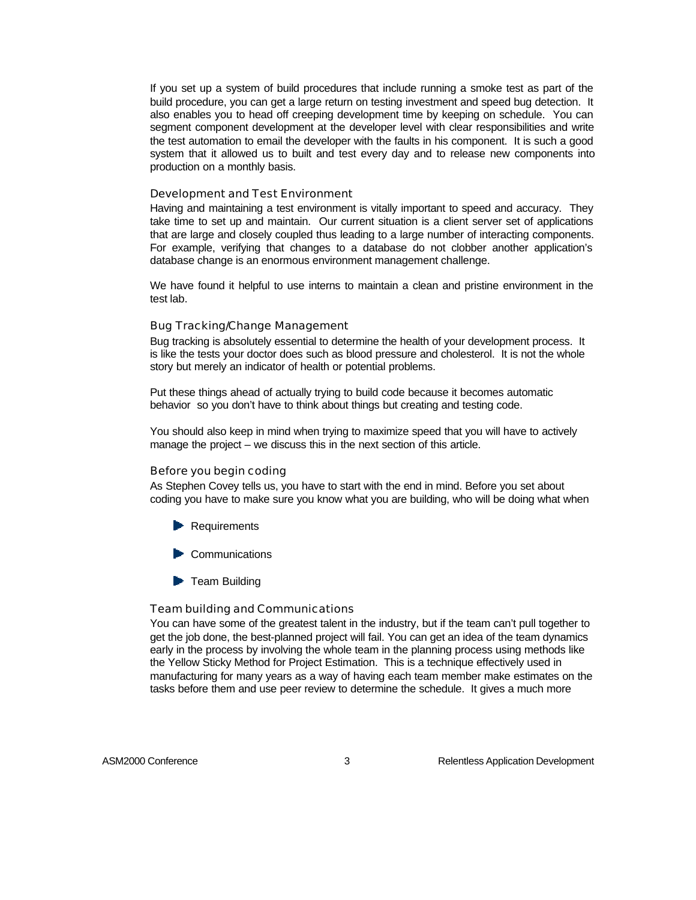If you set up a system of build procedures that include running a smoke test as part of the build procedure, you can get a large return on testing investment and speed bug detection. It also enables you to head off creeping development time by keeping on schedule. You can segment component development at the developer level with clear responsibilities and write the test automation to email the developer with the faults in his component. It is such a good system that it allowed us to built and test every day and to release new components into production on a monthly basis.

### Development and Test Environment

Having and maintaining a test environment is vitally important to speed and accuracy. They take time to set up and maintain. Our current situation is a client server set of applications that are large and closely coupled thus leading to a large number of interacting components. For example, verifying that changes to a database do not clobber another application's database change is an enormous environment management challenge.

We have found it helpful to use interns to maintain a clean and pristine environment in the test lab.

### Bug Tracking/Change Management

Bug tracking is absolutely essential to determine the health of your development process. It is like the tests your doctor does such as blood pressure and cholesterol. It is not the whole story but merely an indicator of health or potential problems.

Put these things ahead of actually trying to build code because it becomes automatic behavior so you don't have to think about things but creating and testing code.

You should also keep in mind when trying to maximize speed that you will have to actively manage the project – we discuss this in the next section of this article.

### Before you begin coding

As Stephen Covey tells us, you have to start with the end in mind. Before you set about coding you have to make sure you know what you are building, who will be doing what when

- Requirements
- Communications
- Team Building

### Team building and Communications

You can have some of the greatest talent in the industry, but if the team can't pull together to get the job done, the best-planned project will fail. You can get an idea of the team dynamics early in the process by involving the whole team in the planning process using methods like the Yellow Sticky Method for Project Estimation. This is a technique effectively used in manufacturing for many years as a way of having each team member make estimates on the tasks before them and use peer review to determine the schedule. It gives a much more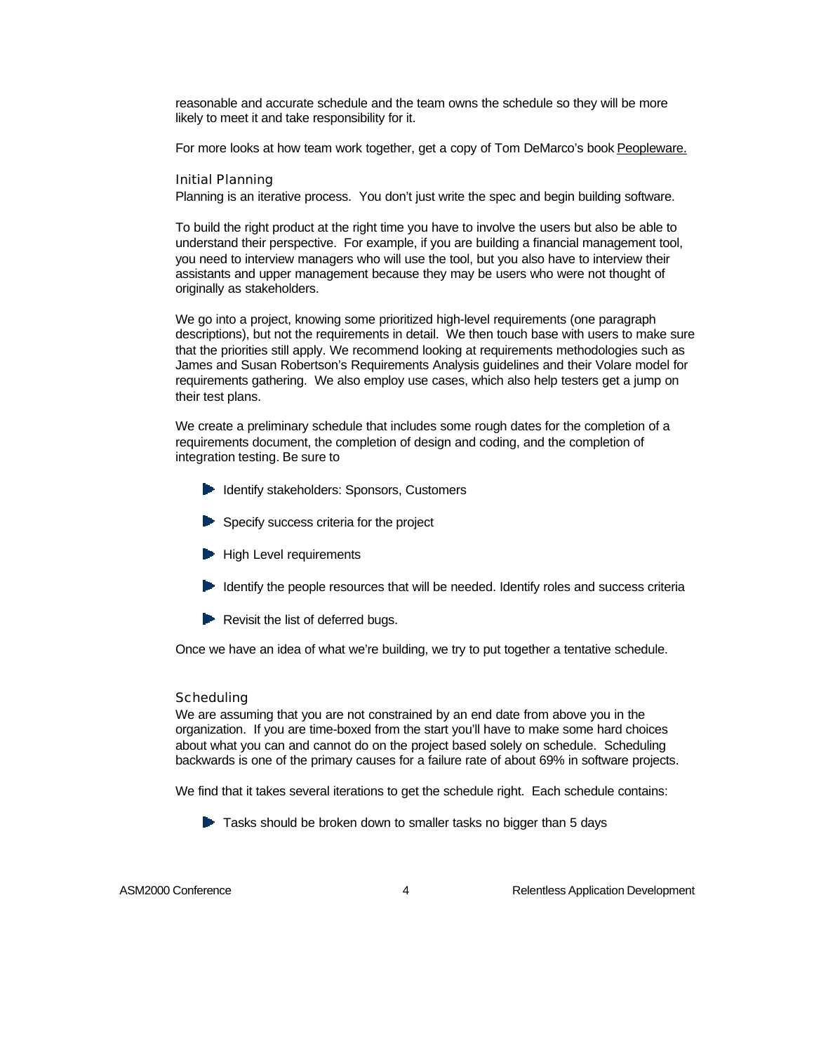reasonable and accurate schedule and the team owns the schedule so they will be more likely to meet it and take responsibility for it.

For more looks at how team work together, get a copy of Tom DeMarco's book Peopleware.

### Initial Planning

Planning is an iterative process. You don't just write the spec and begin building software.

To build the right product at the right time you have to involve the users but also be able to understand their perspective. For example, if you are building a financial management tool, you need to interview managers who will use the tool, but you also have to interview their assistants and upper management because they may be users who were not thought of originally as stakeholders.

We go into a project, knowing some prioritized high-level requirements (one paragraph descriptions), but not the requirements in detail. We then touch base with users to make sure that the priorities still apply. We recommend looking at requirements methodologies such as James and Susan Robertson's Requirements Analysis guidelines and their Volare model for requirements gathering. We also employ use cases, which also help testers get a jump on their test plans.

We create a preliminary schedule that includes some rough dates for the completion of a requirements document, the completion of design and coding, and the completion of integration testing. Be sure to

- Identify stakeholders: Sponsors, Customers
- Specify success criteria for the project
- High Level requirements
- Identify the people resources that will be needed. Identify roles and success criteria
- Revisit the list of deferred bugs.

Once we have an idea of what we're building, we try to put together a tentative schedule.

### Scheduling

We are assuming that you are not constrained by an end date from above you in the organization. If you are time-boxed from the start you'll have to make some hard choices about what you can and cannot do on the project based solely on schedule. Scheduling backwards is one of the primary causes for a failure rate of about 69% in software projects.

We find that it takes several iterations to get the schedule right. Each schedule contains:

- Tasks should be broken down to smaller tasks no bigger than 5 days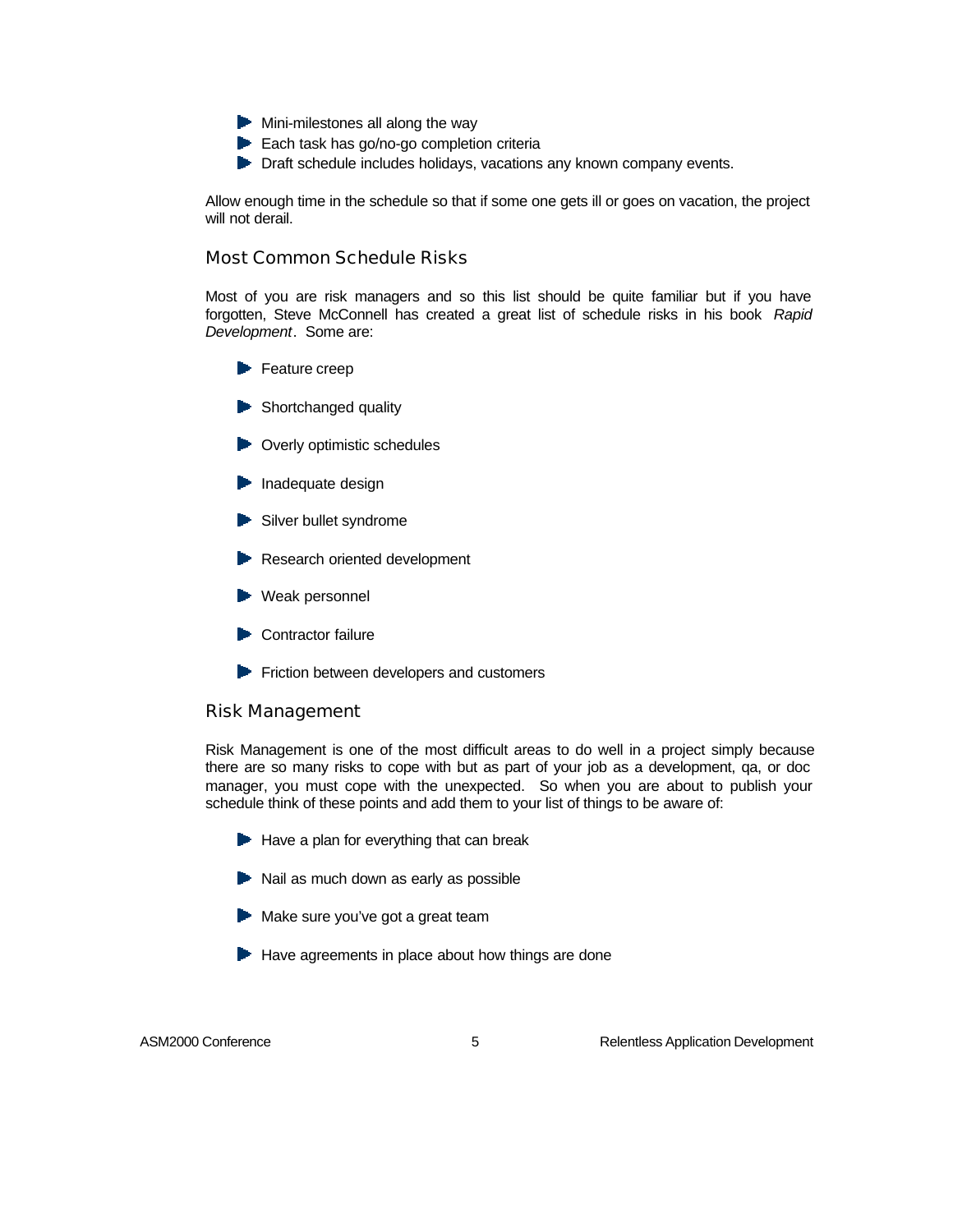- Mini-milestones all along the way
- Each task has go/no-go completion criteria
- Draft schedule includes holidays, vacations any known company events.

Allow enough time in the schedule so that if some one gets ill or goes on vacation, the project will not derail.

## Most Common Schedule Risks

Most of you are risk managers and so this list should be quite familiar but if you have forgotten, Steve McConnell has created a great list of schedule risks in his book *Rapid Development*. Some are:

- Feature creep
- Shortchanged quality
- Overly optimistic schedules
- Inadequate design
- Silver bullet syndrome
- Research oriented development
- Weak personnel
- Contractor failure
- Friction between developers and customers

## Risk Management

Risk Management is one of the most difficult areas to do well in a project simply because there are so many risks to cope with but as part of your job as a development, qa, or doc manager, you must cope with the unexpected. So when you are about to publish your schedule think of these points and add them to your list of things to be aware of:

- Have a plan for everything that can break
- Nail as much down as early as possible
- Make sure you've got a great team
- Have agreements in place about how things are done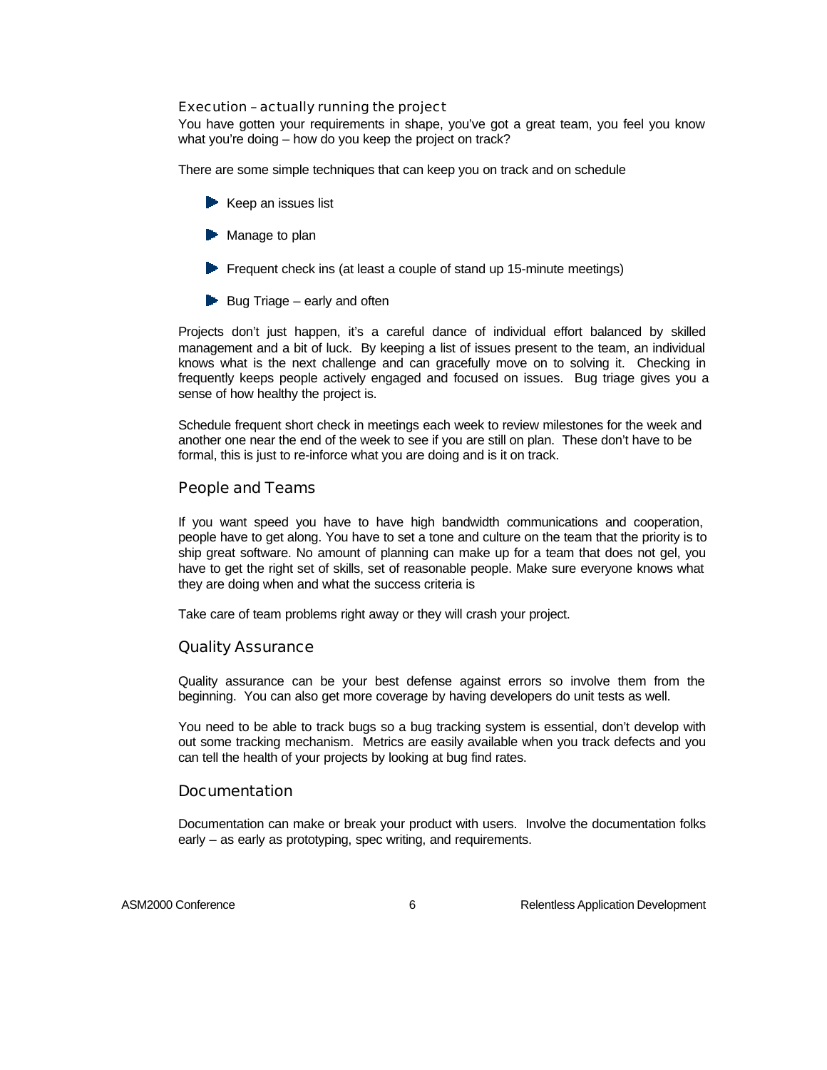### Execution – actually running the project

You have gotten your requirements in shape, you've got a great team, you feel you know what you're doing – how do you keep the project on track?

There are some simple techniques that can keep you on track and on schedule

- Keep an issues list
- Manage to plan
- Frequent check ins (at least a couple of stand up 15-minute meetings)
- Bug Triage – early and often

Projects don't just happen, it's a careful dance of individual effort balanced by skilled management and a bit of luck. By keeping a list of issues present to the team, an individual knows what is the next challenge and can gracefully move on to solving it. Checking in frequently keeps people actively engaged and focused on issues. Bug triage gives you a sense of how healthy the project is.

Schedule frequent short check in meetings each week to review milestones for the week and another one near the end of the week to see if you are still on plan. These don't have to be formal, this is just to re-inforce what you are doing and is it on track.

## People and Teams

If you want speed you have to have high bandwidth communications and cooperation, people have to get along. You have to set a tone and culture on the team that the priority is to ship great software. No amount of planning can make up for a team that does not gel, you have to get the right set of skills, set of reasonable people. Make sure everyone knows what they are doing when and what the success criteria is

Take care of team problems right away or they will crash your project.

## Quality Assurance

Quality assurance can be your best defense against errors so involve them from the beginning. You can also get more coverage by having developers do unit tests as well.

You need to be able to track bugs so a bug tracking system is essential, don't develop with out some tracking mechanism. Metrics are easily available when you track defects and you can tell the health of your projects by looking at bug find rates.

## Documentation

Documentation can make or break your product with users. Involve the documentation folks early – as early as prototyping, spec writing, and requirements.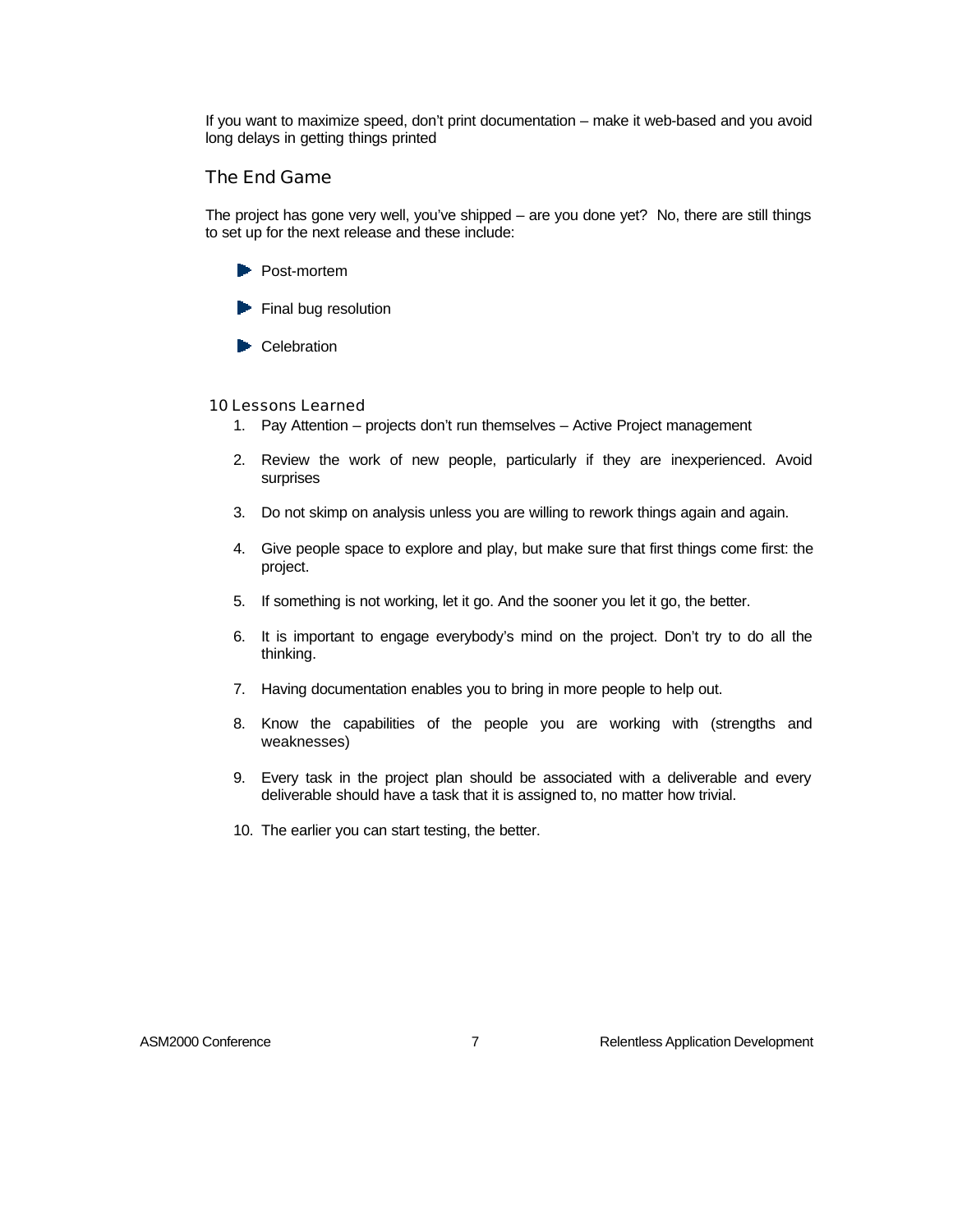If you want to maximize speed, don't print documentation – make it web-based and you avoid long delays in getting things printed

## The End Game

The project has gone very well, you've shipped – are you done yet? No, there are still things to set up for the next release and these include:

- Post-mortem
- Final bug resolution
- Celebration

### 10 Lessons Learned

1. Pay Attention – projects don't run themselves – Active Project management
2. Review the work of new people, particularly if they are inexperienced. Avoid surprises
3. Do not skimp on analysis unless you are willing to rework things again and again.
4. Give people space to explore and play, but make sure that first things come first: the project.
5. If something is not working, let it go. And the sooner you let it go, the better.
6. It is important to engage everybody's mind on the project. Don't try to do all the thinking.
7. Having documentation enables you to bring in more people to help out.
8. Know the capabilities of the people you are working with (strengths and weaknesses)
9. Every task in the project plan should be associated with a deliverable and every deliverable should have a task that it is assigned to, no matter how trivial.
10. The earlier you can start testing, the better.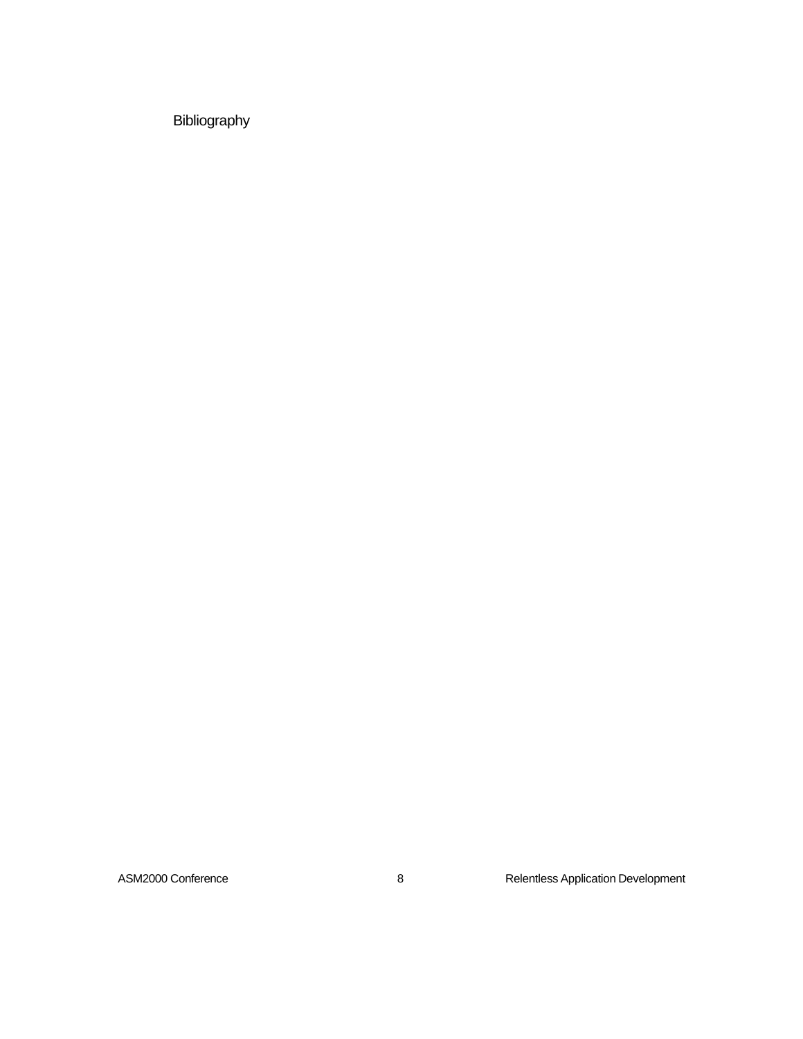# Bibliography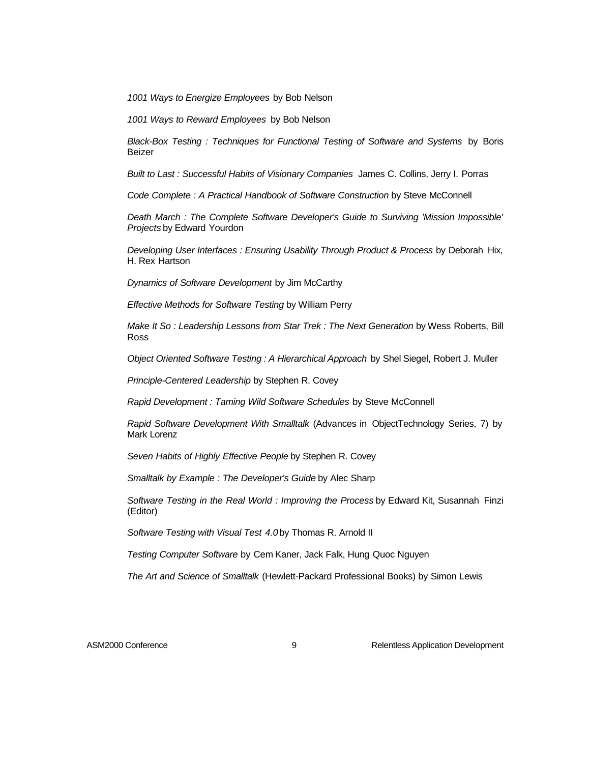*1001 Ways to Energize Employees* by Bob Nelson

*1001 Ways to Reward Employees* by Bob Nelson

*Black-Box Testing : Techniques for Functional Testing of Software and Systems* by Boris Beizer

*Built to Last : Successful Habits of Visionary Companies* James C. Collins, Jerry I. Porras

*Code Complete : A Practical Handbook of Software Construction* by Steve McConnell

*Death March : The Complete Software Developer's Guide to Surviving 'Mission Impossible' Projects* by Edward Yourdon

*Developing User Interfaces : Ensuring Usability Through Product & Process* by Deborah Hix, H. Rex Hartson

*Dynamics of Software Development* by Jim McCarthy

*Effective Methods for Software Testing* by William Perry

*Make It So : Leadership Lessons from Star Trek : The Next Generation* by Wess Roberts, Bill Ross

*Object Oriented Software Testing : A Hierarchical Approach* by Shel Siegel, Robert J. Muller

*Principle-Centered Leadership* by Stephen R. Covey

*Rapid Development : Taming Wild Software Schedules* by Steve McConnell

*Rapid Software Development With Smalltalk* (Advances in ObjectTechnology Series, 7) by Mark Lorenz

*Seven Habits of Highly Effective People* by Stephen R. Covey

*Smalltalk by Example : The Developer's Guide* by Alec Sharp

*Software Testing in the Real World : Improving the Process* by Edward Kit, Susannah Finzi (Editor)

*Software Testing with Visual Test 4.0* by Thomas R. Arnold II

*Testing Computer Software* by Cem Kaner, Jack Falk, Hung Quoc Nguyen

*The Art and Science of Smalltalk* (Hewlett-Packard Professional Books) by Simon Lewis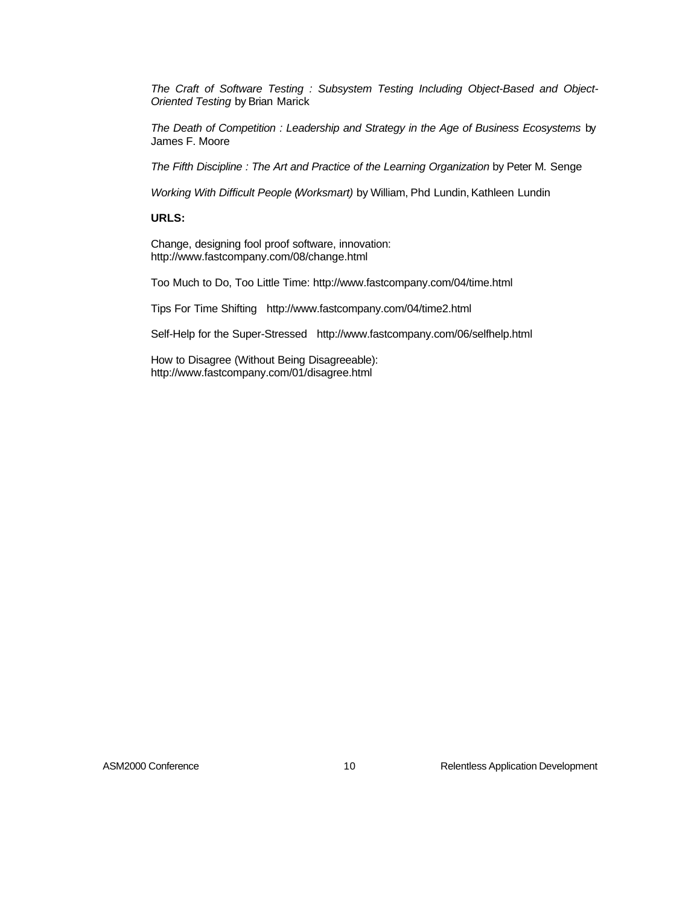*The Craft of Software Testing : Subsystem Testing Including Object-Based and Object-Oriented Testing* by Brian Marick

*The Death of Competition : Leadership and Strategy in the Age of Business Ecosystems* by James F. Moore

*The Fifth Discipline : The Art and Practice of the Learning Organization* by Peter M. Senge

*Working With Difficult People (Worksmart)* by William, Phd Lundin, Kathleen Lundin

**URLS:**

Change, designing fool proof software, innovation:
http://www.fastcompany.com/08/change.html

Too Much to Do, Too Little Time: http://www.fastcompany.com/04/time.html

Tips For Time Shifting http://www.fastcompany.com/04/time2.html

Self-Help for the Super-Stressed http://www.fastcompany.com/06/selfhelp.html

How to Disagree (Without Being Disagreeable):
http://www.fastcompany.com/01/disagree.html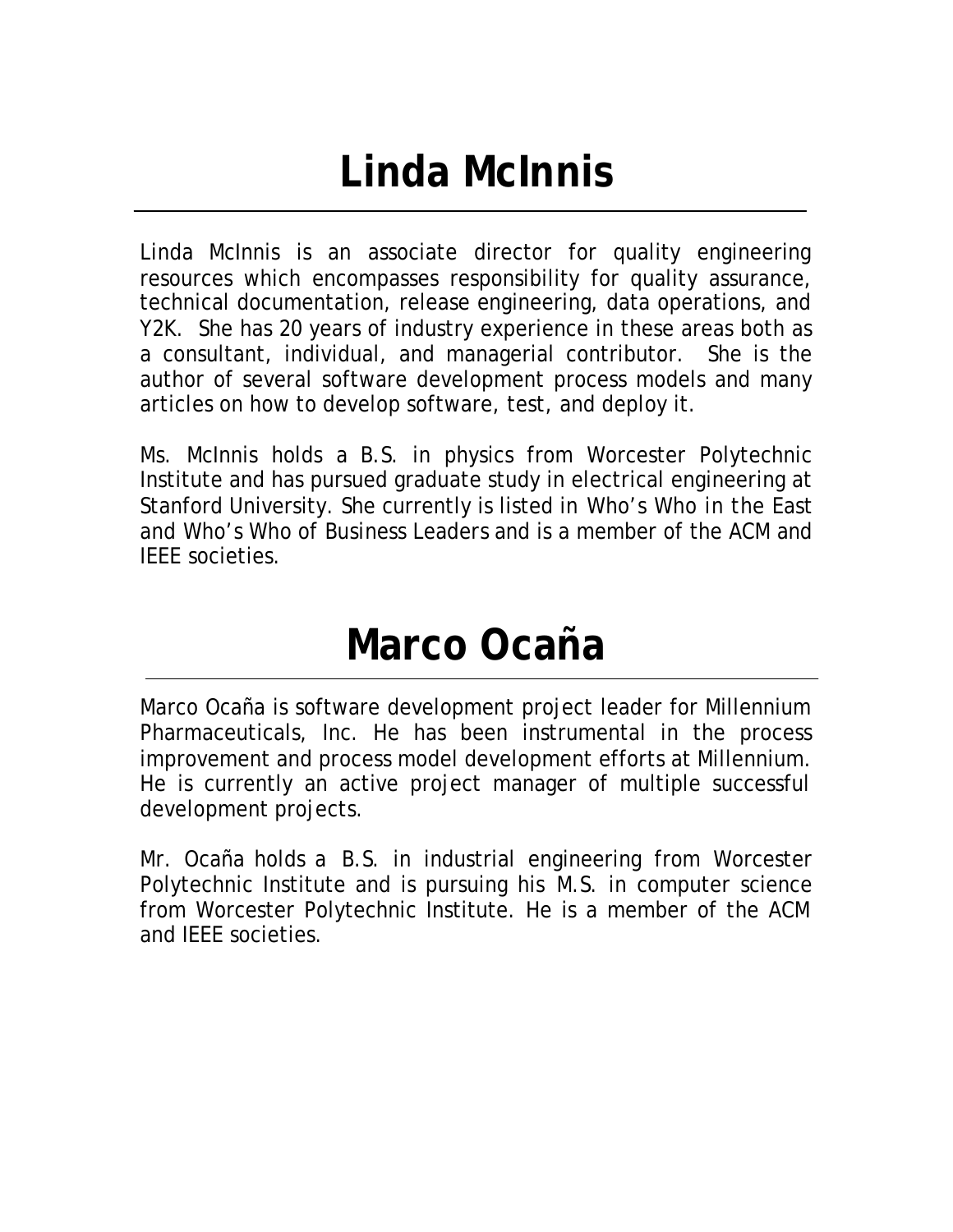# Linda McInnis

Linda McInnis is an associate director for quality engineering resources which encompasses responsibility for quality assurance, technical documentation, release engineering, data operations, and Y2K. She has 20 years of industry experience in these areas both as a consultant, individual, and managerial contributor. She is the author of several software development process models and many articles on how to develop software, test, and deploy it.

Ms. McInnis holds a B.S. in physics from Worcester Polytechnic Institute and has pursued graduate study in electrical engineering at Stanford University. She currently is listed in Who's Who in the East and Who's Who of Business Leaders and is a member of the ACM and IEEE societies.

# Marco Ocaña

Marco Ocaña is software development project leader for Millennium Pharmaceuticals, Inc. He has been instrumental in the process improvement and process model development efforts at Millennium. He is currently an active project manager of multiple successful development projects.

Mr. Ocaña holds a B.S. in industrial engineering from Worcester Polytechnic Institute and is pursuing his M.S. in computer science from Worcester Polytechnic Institute. He is a member of the ACM and IEEE societies.